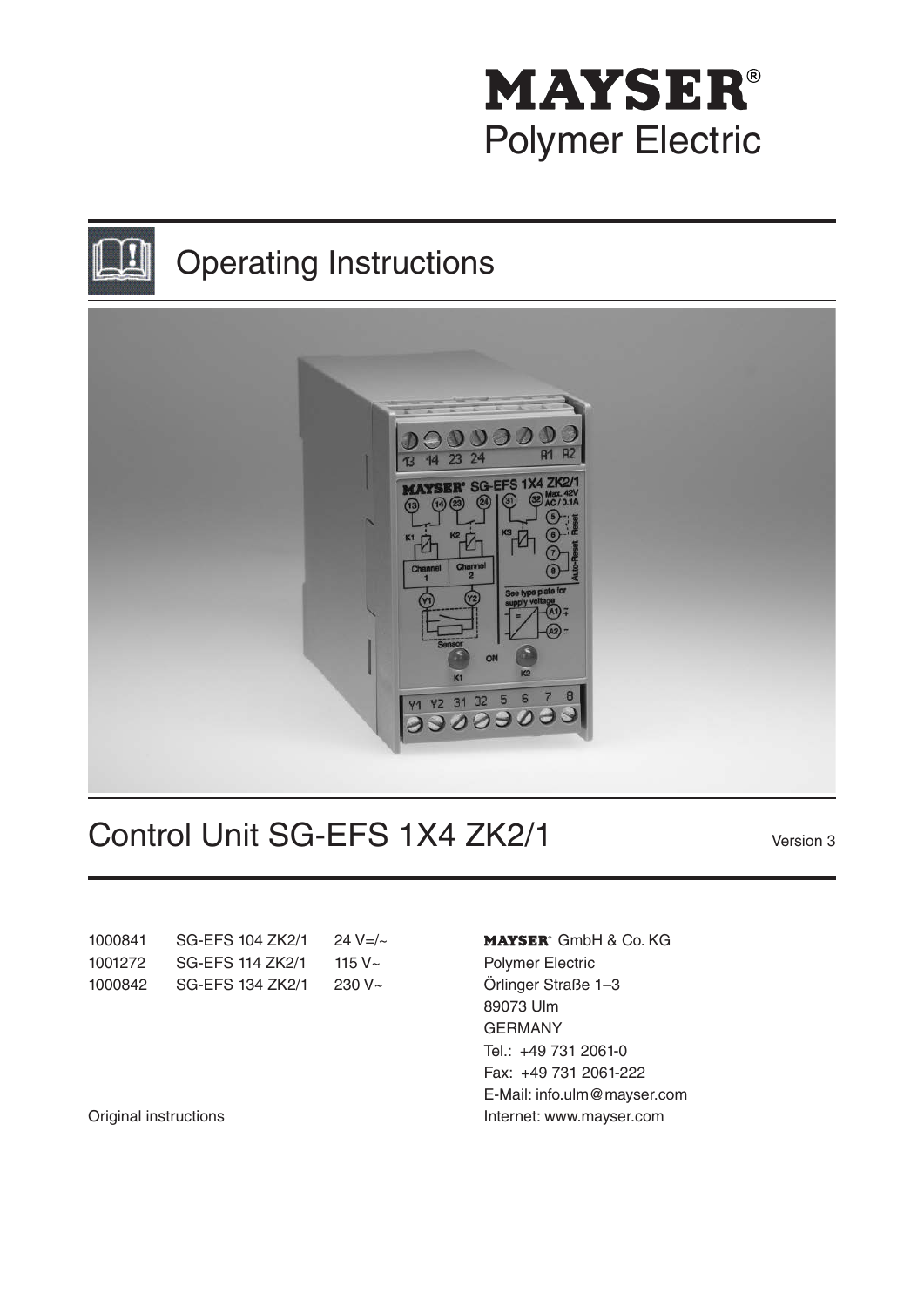**MAYSER®**
Polymer Electric

# Operating Instructions

# Control Unit SG-EFS 1X4 ZK2/1

Version 3

| | | |
|---|---|---|
| 1000841 | SG-EFS 104 ZK2/1 | 24 V=/~ |
| 1001272 | SG-EFS 114 ZK2/1 | 115 V~ |
| 1000842 | SG-EFS 134 ZK2/1 | 230 V~ |

**MAYSER®** GmbH & Co. KG
Polymer Electric
Örlinger Straße 1–3
89073 Ulm
GERMANY
Tel.: +49 731 2061-0
Fax: +49 731 2061-222
E-Mail: info.ulm@mayser.com
Internet: www.mayser.com

Original instructions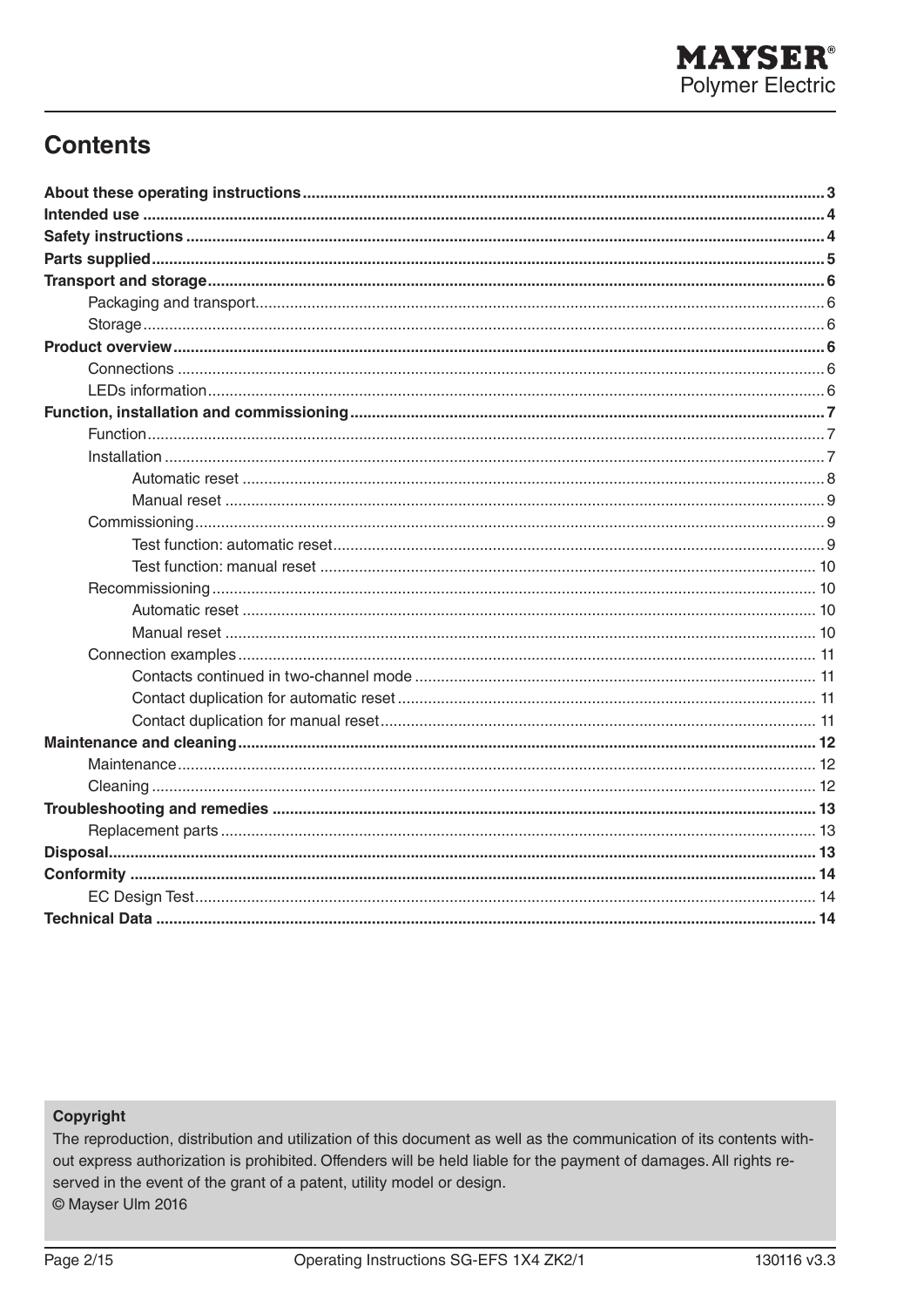## Contents

**About these operating instructions** ........ 3
**Intended use** ........ 4
**Safety instructions** ........ 4
**Parts supplied** ........ 5
**Transport and storage** ........ 6
- Packaging and transport ........ 6
- Storage ........ 6

**Product overview** ........ 6
- Connections ........ 6
- LEDs information ........ 6

**Function, installation and commissioning** ........ 7
- Function ........ 7
- Installation ........ 7
  - Automatic reset ........ 8
  - Manual reset ........ 9
- Commissioning ........ 9
  - Test function: automatic reset ........ 9
  - Test function: manual reset ........ 10
- Recommissioning ........ 10
  - Automatic reset ........ 10
  - Manual reset ........ 10
- Connection examples ........ 11
  - Contacts continued in two-channel mode ........ 11
  - Contact duplication for automatic reset ........ 11
  - Contact duplication for manual reset ........ 11

**Maintenance and cleaning** ........ 12
- Maintenance ........ 12
- Cleaning ........ 12

**Troubleshooting and remedies** ........ 13
- Replacement parts ........ 13

**Disposal** ........ 13
**Conformity** ........ 14
- EC Design Test ........ 14

**Technical Data** ........ 14

**Copyright**

The reproduction, distribution and utilization of this document as well as the communication of its contents without express authorization is prohibited. Offenders will be held liable for the payment of damages. All rights reserved in the event of the grant of a patent, utility model or design.

© Mayser Ulm 2016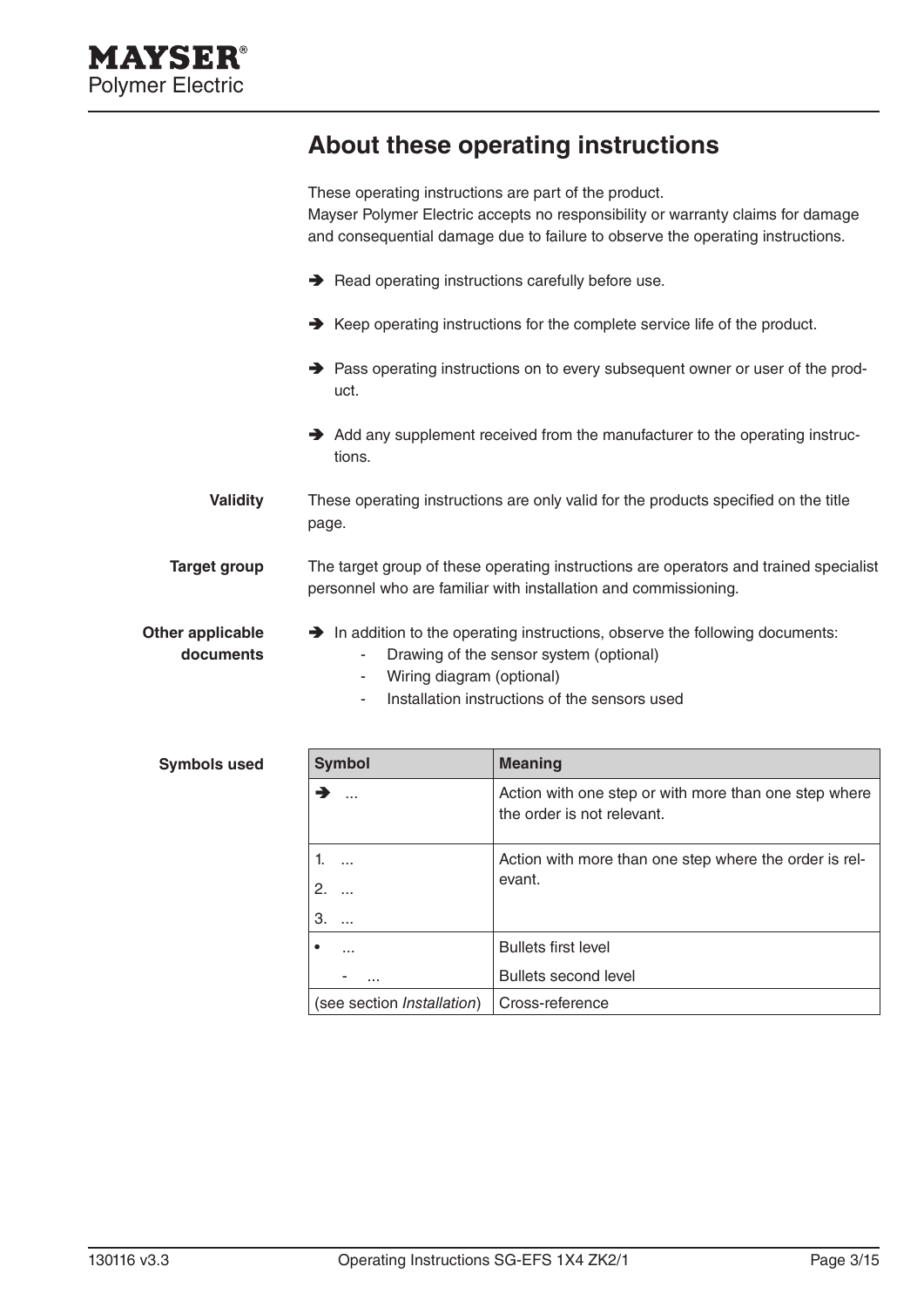## About these operating instructions

These operating instructions are part of the product.
Mayser Polymer Electric accepts no responsibility or warranty claims for damage and consequential damage due to failure to observe the operating instructions.

➔ Read operating instructions carefully before use.

➔ Keep operating instructions for the complete service life of the product.

➔ Pass operating instructions on to every subsequent owner or user of the product.

➔ Add any supplement received from the manufacturer to the operating instructions.

**Validity**

These operating instructions are only valid for the products specified on the title page.

**Target group**

The target group of these operating instructions are operators and trained specialist personnel who are familiar with installation and commissioning.

**Other applicable documents**

➔ In addition to the operating instructions, observe the following documents:
- Drawing of the sensor system (optional)
- Wiring diagram (optional)
- Installation instructions of the sensors used

**Symbols used**

| Symbol | Meaning |
| --- | --- |
| ➔ ... | Action with one step or with more than one step where the order is not relevant. |
| 1. ...<br>2. ...<br>3. ... | Action with more than one step where the order is relevant. |
| • ...<br>- ... | Bullets first level<br>Bullets second level |
| (see section *Installation*) | Cross-reference |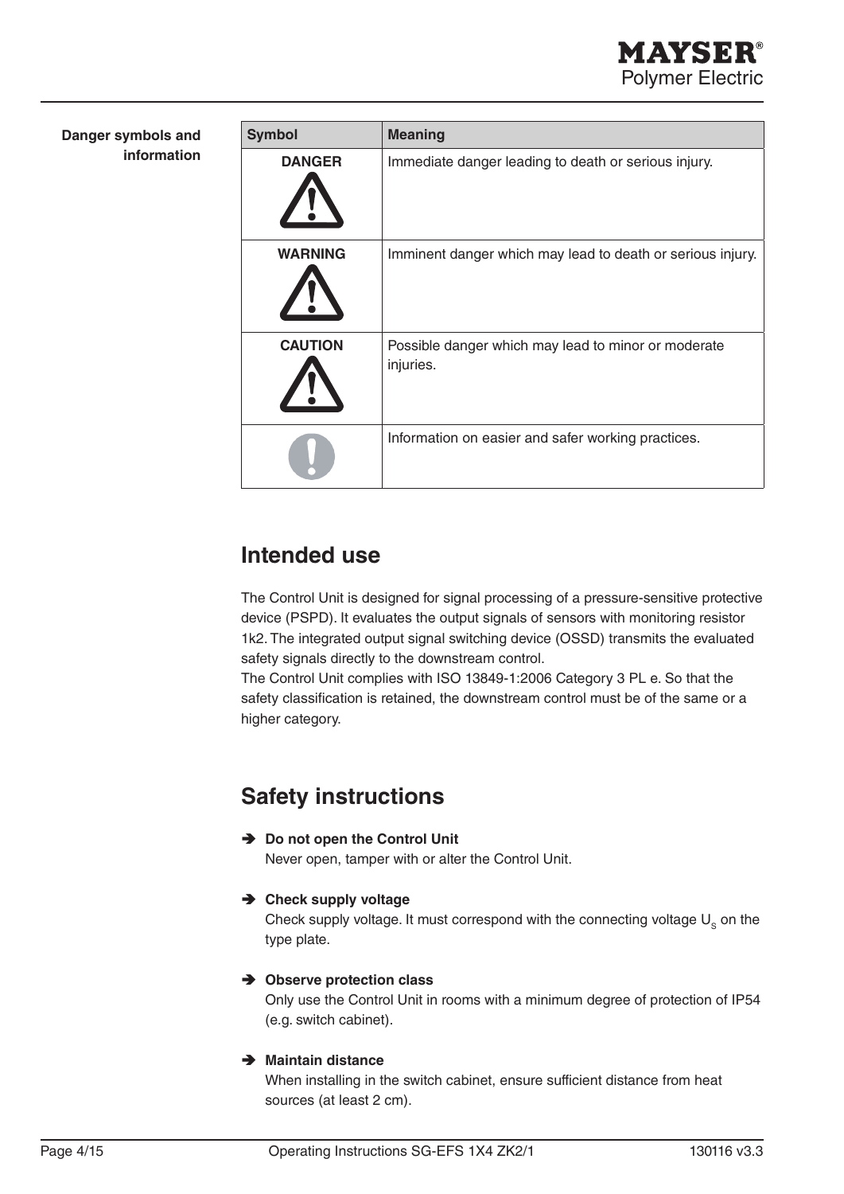**Danger symbols and information**

| Symbol | Meaning |
|---|---|
| **DANGER** | Immediate danger leading to death or serious injury. |
| **WARNING** | Imminent danger which may lead to death or serious injury. |
| **CAUTION** | Possible danger which may lead to minor or moderate injuries. |
| | Information on easier and safer working practices. |

## Intended use

The Control Unit is designed for signal processing of a pressure-sensitive protective device (PSPD). It evaluates the output signals of sensors with monitoring resistor 1k2. The integrated output signal switching device (OSSD) transmits the evaluated safety signals directly to the downstream control.
The Control Unit complies with ISO 13849-1:2006 Category 3 PL e. So that the safety classification is retained, the downstream control must be of the same or a higher category.

## Safety instructions

➔ **Do not open the Control Unit**
Never open, tamper with or alter the Control Unit.

➔ **Check supply voltage**
Check supply voltage. It must correspond with the connecting voltage $U_S$ on the type plate.

➔ **Observe protection class**
Only use the Control Unit in rooms with a minimum degree of protection of IP54 (e.g. switch cabinet).

➔ **Maintain distance**
When installing in the switch cabinet, ensure sufficient distance from heat sources (at least 2 cm).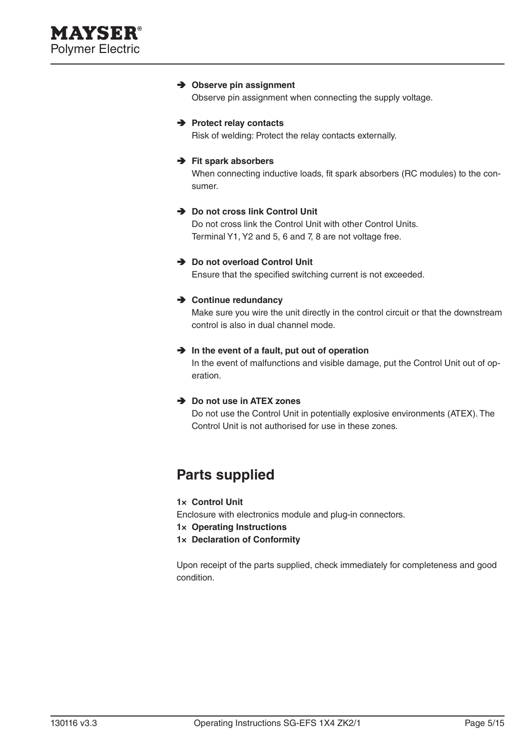➔ **Observe pin assignment**
Observe pin assignment when connecting the supply voltage.

➔ **Protect relay contacts**
Risk of welding: Protect the relay contacts externally.

➔ **Fit spark absorbers**
When connecting inductive loads, fit spark absorbers (RC modules) to the consumer.

➔ **Do not cross link Control Unit**
Do not cross link the Control Unit with other Control Units.
Terminal Y1, Y2 and 5, 6 and 7, 8 are not voltage free.

➔ **Do not overload Control Unit**
Ensure that the specified switching current is not exceeded.

➔ **Continue redundancy**
Make sure you wire the unit directly in the control circuit or that the downstream control is also in dual channel mode.

➔ **In the event of a fault, put out of operation**
In the event of malfunctions and visible damage, put the Control Unit out of operation.

➔ **Do not use in ATEX zones**
Do not use the Control Unit in potentially explosive environments (ATEX). The Control Unit is not authorised for use in these zones.

## Parts supplied

**1× Control Unit**
Enclosure with electronics module and plug-in connectors.
**1× Operating Instructions**
**1× Declaration of Conformity**

Upon receipt of the parts supplied, check immediately for completeness and good condition.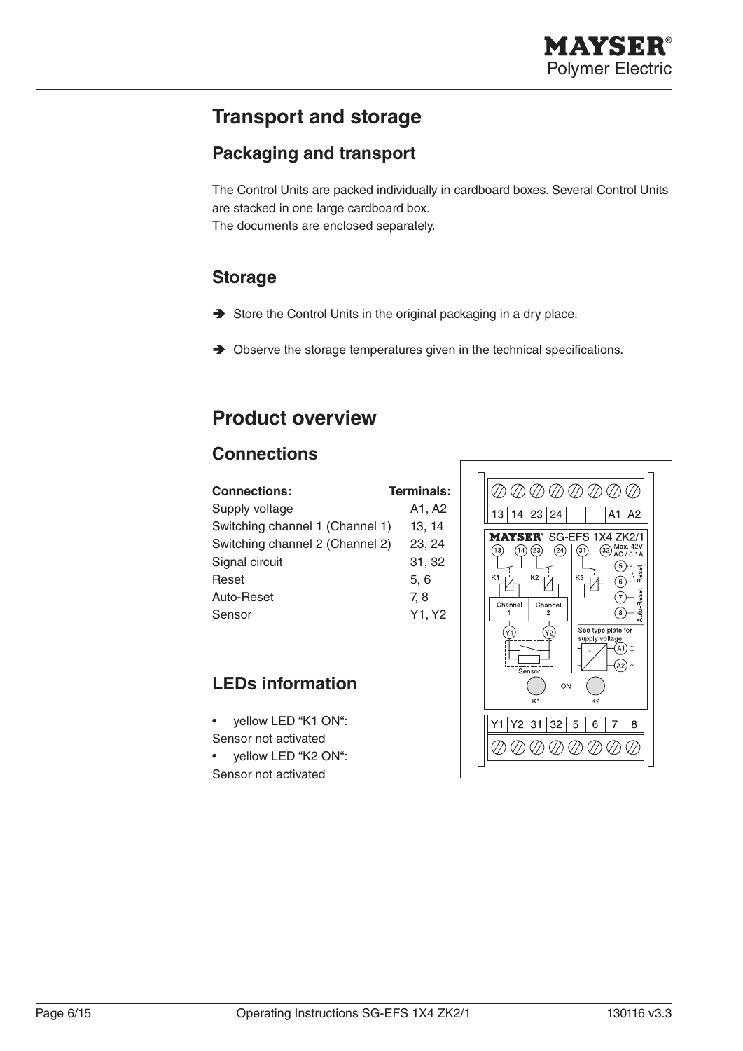# Transport and storage

## Packaging and transport

The Control Units are packed individually in cardboard boxes. Several Control Units are stacked in one large cardboard box.
The documents are enclosed separately.

## Storage

➔ Store the Control Units in the original packaging in a dry place.

➔ Observe the storage temperatures given in the technical specifications.

# Product overview

## Connections

| Connections: | Terminals: |
|---|---|
| Supply voltage | A1, A2 |
| Switching channel 1 (Channel 1) | 13, 14 |
| Switching channel 2 (Channel 2) | 23, 24 |
| Signal circuit | 31, 32 |
| Reset | 5, 6 |
| Auto-Reset | 7, 8 |
| Sensor | Y1, Y2 |

## LEDs information

- yellow LED "K1 ON": Sensor not activated
- yellow LED "K2 ON": Sensor not activated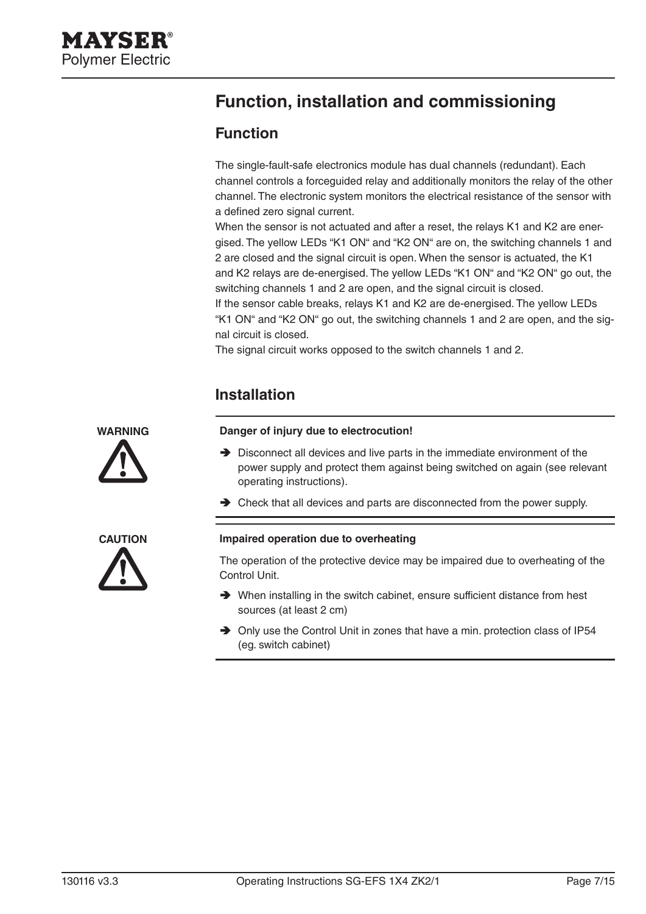# Function, installation and commissioning

## Function

The single-fault-safe electronics module has dual channels (redundant). Each channel controls a forceguided relay and additionally monitors the relay of the other channel. The electronic system monitors the electrical resistance of the sensor with a defined zero signal current.
When the sensor is not actuated and after a reset, the relays K1 and K2 are energised. The yellow LEDs "K1 ON" and "K2 ON" are on, the switching channels 1 and 2 are closed and the signal circuit is open. When the sensor is actuated, the K1 and K2 relays are de-energised. The yellow LEDs "K1 ON" and "K2 ON" go out, the switching channels 1 and 2 are open, and the signal circuit is closed.
If the sensor cable breaks, relays K1 and K2 are de-energised. The yellow LEDs "K1 ON" and "K2 ON" go out, the switching channels 1 and 2 are open, and the signal circuit is closed.
The signal circuit works opposed to the switch channels 1 and 2.

## Installation

**WARNING**

**Danger of injury due to electrocution!**

- ➔ Disconnect all devices and live parts in the immediate environment of the power supply and protect them against being switched on again (see relevant operating instructions).
- ➔ Check that all devices and parts are disconnected from the power supply.

**CAUTION**

**Impaired operation due to overheating**

The operation of the protective device may be impaired due to overheating of the Control Unit.

- ➔ When installing in the switch cabinet, ensure sufficient distance from hest sources (at least 2 cm)
- ➔ Only use the Control Unit in zones that have a min. protection class of IP54 (eg. switch cabinet)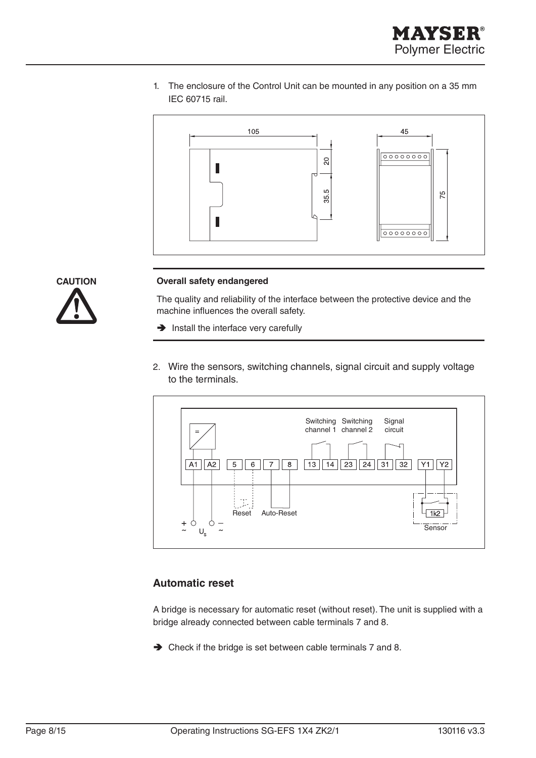1. The enclosure of the Control Unit can be mounted in any position on a 35 mm IEC 60715 rail.

**CAUTION**

**Overall safety endangered**

The quality and reliability of the interface between the protective device and the machine influences the overall safety.

➔ Install the interface very carefully

2. Wire the sensors, switching channels, signal circuit and supply voltage to the terminals.

## Automatic reset

A bridge is necessary for automatic reset (without reset). The unit is supplied with a bridge already connected between cable terminals 7 and 8.

➔ Check if the bridge is set between cable terminals 7 and 8.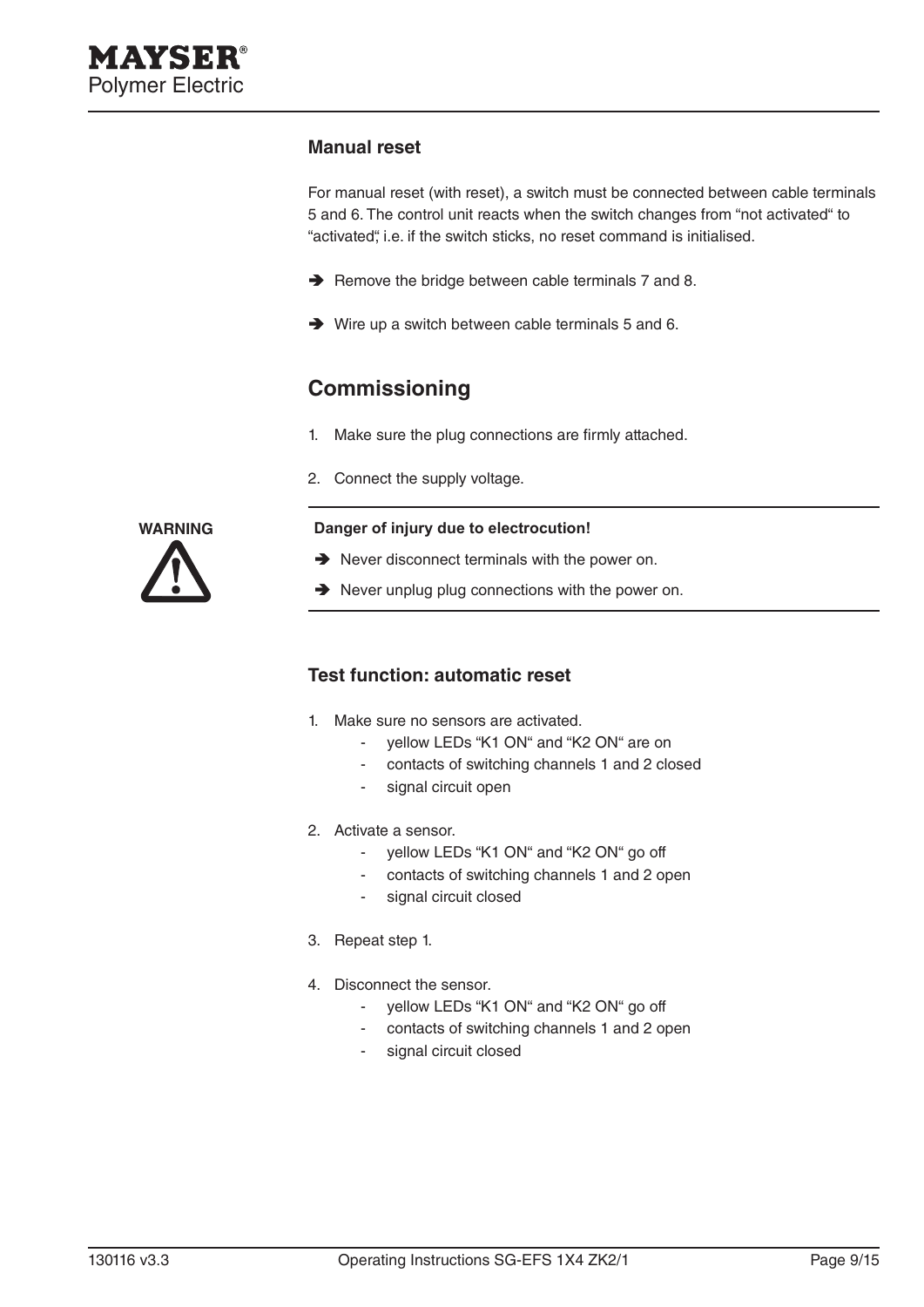### Manual reset

For manual reset (with reset), a switch must be connected between cable terminals 5 and 6. The control unit reacts when the switch changes from “not activated“ to “activated“, i.e. if the switch sticks, no reset command is initialised.

➔ Remove the bridge between cable terminals 7 and 8.

➔ Wire up a switch between cable terminals 5 and 6.

## Commissioning

1. Make sure the plug connections are firmly attached.
2. Connect the supply voltage.

**WARNING**

**Danger of injury due to electrocution!**

➔ Never disconnect terminals with the power on.

➔ Never unplug plug connections with the power on.

### Test function: automatic reset

1. Make sure no sensors are activated.
   - yellow LEDs “K1 ON“ and “K2 ON“ are on
   - contacts of switching channels 1 and 2 closed
   - signal circuit open
2. Activate a sensor.
   - yellow LEDs “K1 ON“ and “K2 ON“ go off
   - contacts of switching channels 1 and 2 open
   - signal circuit closed
3. Repeat step 1.
4. Disconnect the sensor.
   - yellow LEDs “K1 ON“ and “K2 ON“ go off
   - contacts of switching channels 1 and 2 open
   - signal circuit closed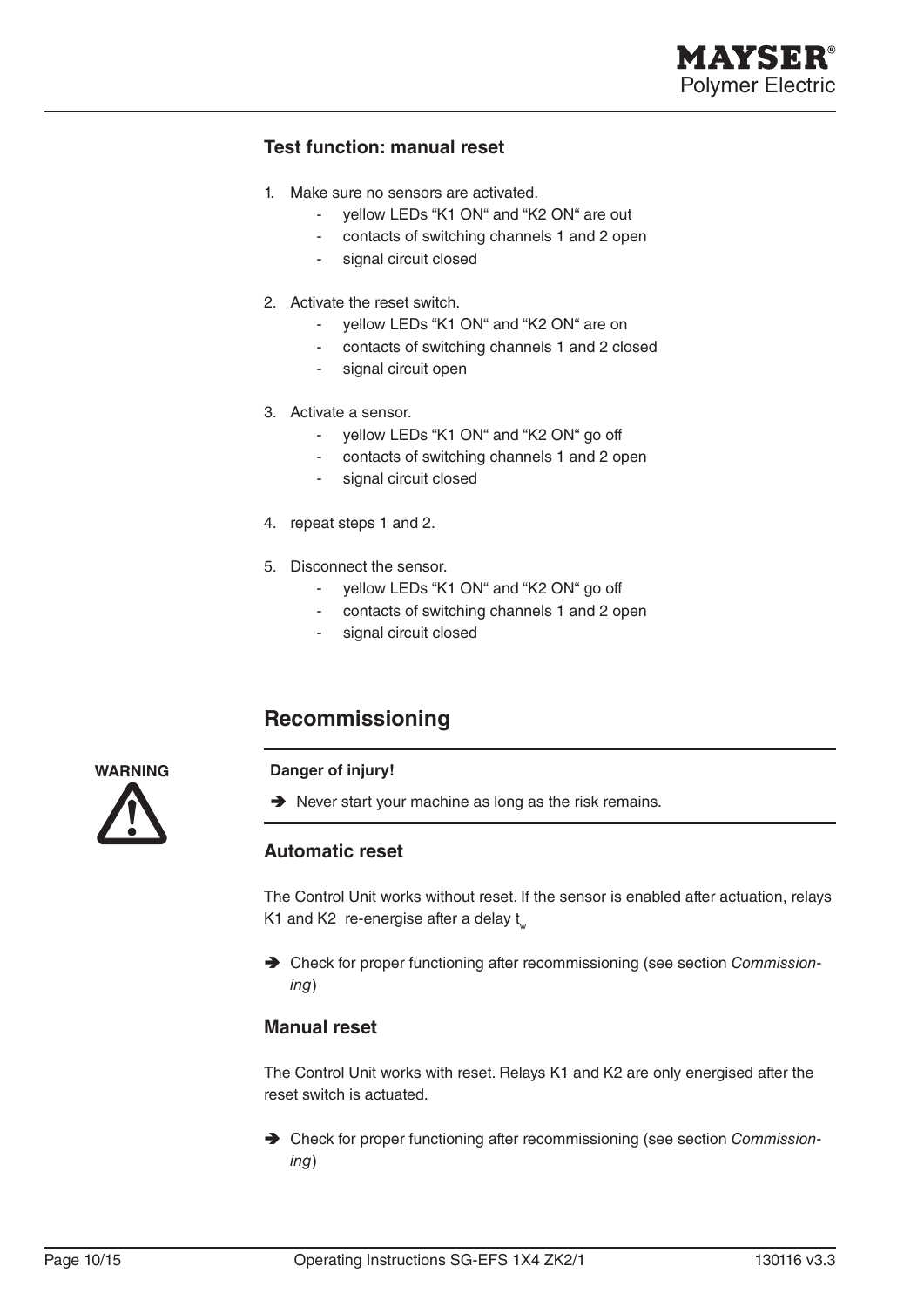### Test function: manual reset

1. Make sure no sensors are activated.
   - yellow LEDs “K1 ON“ and “K2 ON“ are out
   - contacts of switching channels 1 and 2 open
   - signal circuit closed

2. Activate the reset switch.
   - yellow LEDs “K1 ON“ and “K2 ON“ are on
   - contacts of switching channels 1 and 2 closed
   - signal circuit open

3. Activate a sensor.
   - yellow LEDs “K1 ON“ and “K2 ON“ go off
   - contacts of switching channels 1 and 2 open
   - signal circuit closed

4. repeat steps 1 and 2.

5. Disconnect the sensor.
   - yellow LEDs “K1 ON“ and “K2 ON“ go off
   - contacts of switching channels 1 and 2 open
   - signal circuit closed

## Recommissioning

**WARNING**

**Danger of injury!**

➔ Never start your machine as long as the risk remains.

### Automatic reset

The Control Unit works without reset. If the sensor is enabled after actuation, relays K1 and K2 re-energise after a delay $t_w$

➔ Check for proper functioning after recommissioning (see section *Commissioning*)

### Manual reset

The Control Unit works with reset. Relays K1 and K2 are only energised after the reset switch is actuated.

➔ Check for proper functioning after recommissioning (see section *Commissioning*)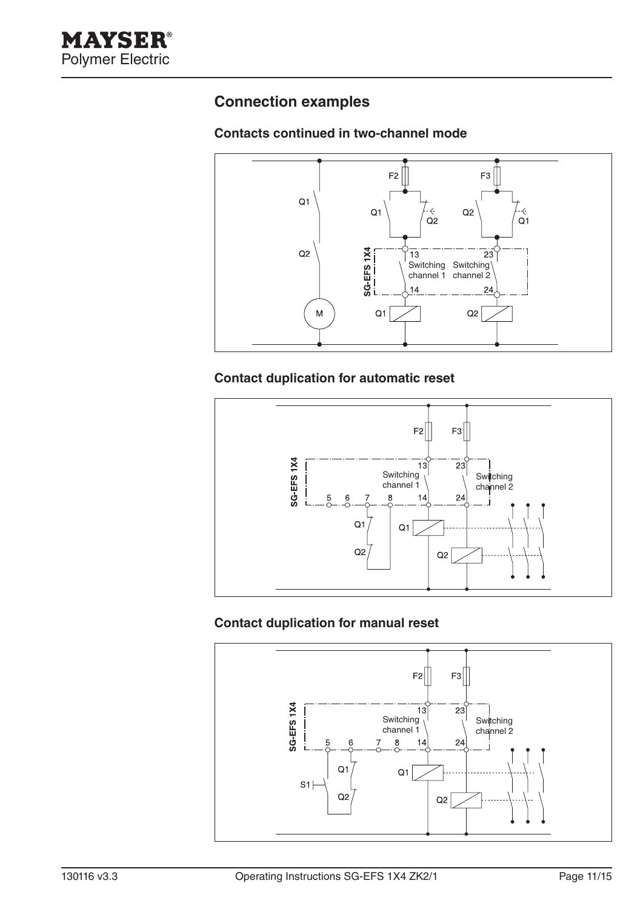## Connection examples

### Contacts continued in two-channel mode

F2 F3

Q1 Q1 Q2 Q2 Q2 Q1

SG-EFS 1X4

13 Switching channel 1 14

23 Switching channel 2 24

M Q1 Q2

### Contact duplication for automatic reset

F2 F3

SG-EFS 1X4

5 6 7 8

13 Switching channel 1 14

23 Switching channel 2 24

Q1 Q2 Q1 Q2

### Contact duplication for manual reset

F2 F3

SG-EFS 1X4

5 6 7 8

13 Switching channel 1 14

23 Switching channel 2 24

S1 Q1 Q2 Q1 Q2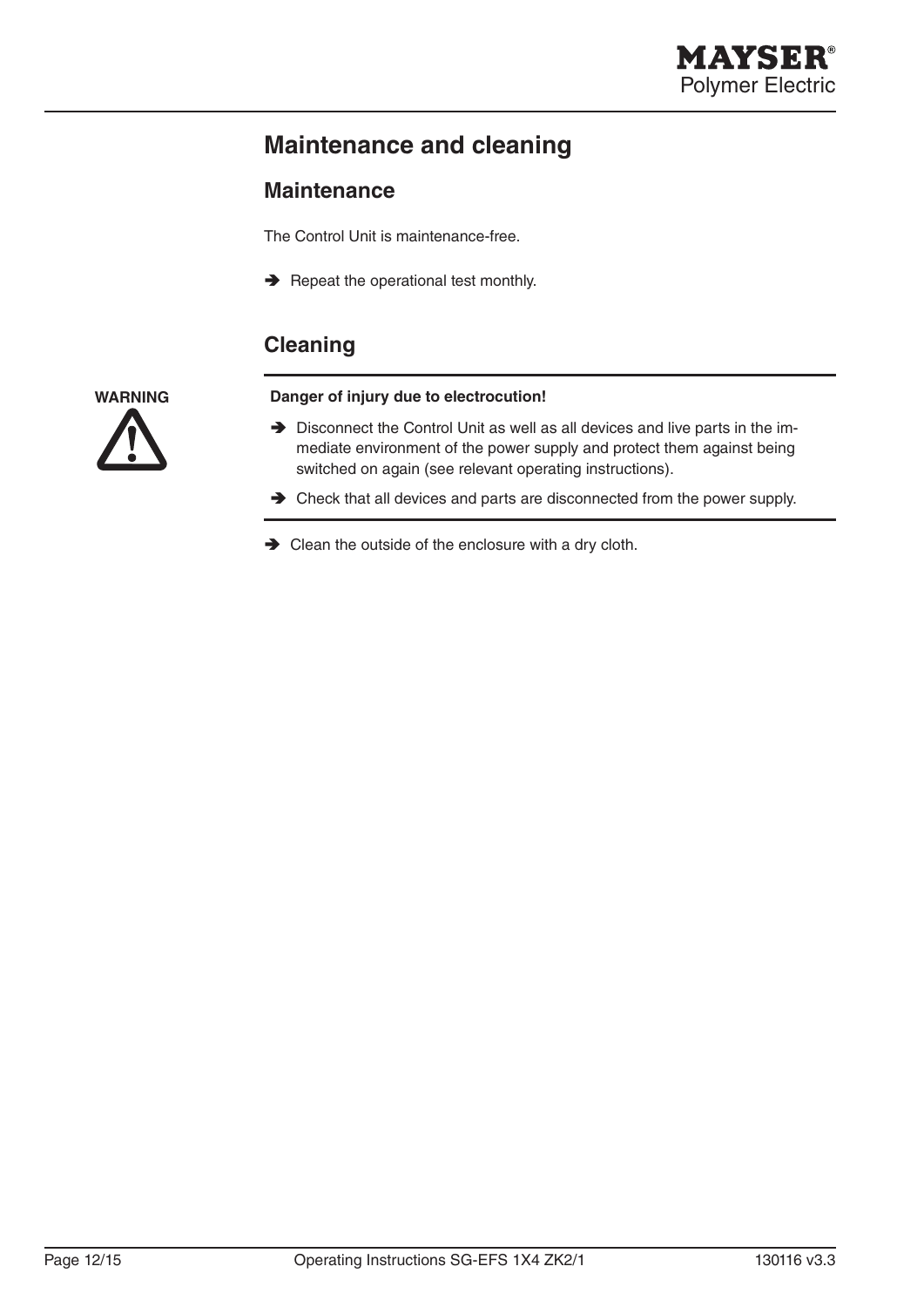# Maintenance and cleaning

## Maintenance

The Control Unit is maintenance-free.

➔ Repeat the operational test monthly.

## Cleaning

**WARNING**

**Danger of injury due to electrocution!**

➔ Disconnect the Control Unit as well as all devices and live parts in the immediate environment of the power supply and protect them against being switched on again (see relevant operating instructions).

➔ Check that all devices and parts are disconnected from the power supply.

➔ Clean the outside of the enclosure with a dry cloth.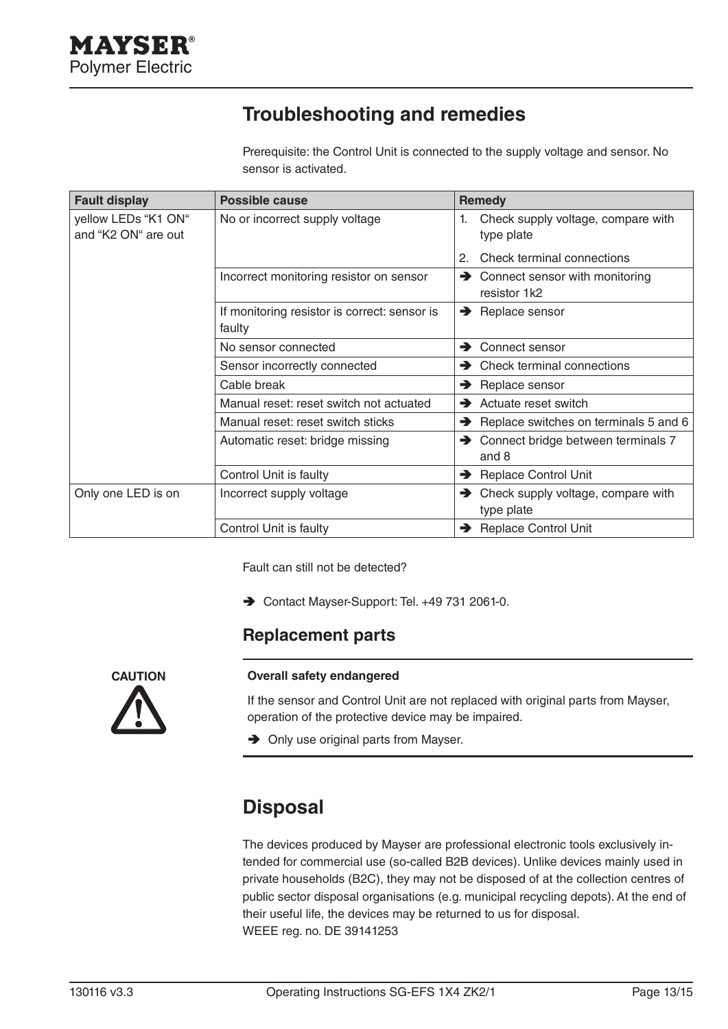## Troubleshooting and remedies

Prerequisite: the Control Unit is connected to the supply voltage and sensor. No sensor is activated.

| Fault display | Possible cause | Remedy |
|---|---|---|
| yellow LEDs "K1 ON" and "K2 ON" are out | No or incorrect supply voltage | 1. Check supply voltage, compare with type plate<br>2. Check terminal connections |
| | Incorrect monitoring resistor on sensor | ➔ Connect sensor with monitoring resistor 1k2 |
| | If monitoring resistor is correct: sensor is faulty | ➔ Replace sensor |
| | No sensor connected | ➔ Connect sensor |
| | Sensor incorrectly connected | ➔ Check terminal connections |
| | Cable break | ➔ Replace sensor |
| | Manual reset: reset switch not actuated | ➔ Actuate reset switch |
| | Manual reset: reset switch sticks | ➔ Replace switches on terminals 5 and 6 |
| | Automatic reset: bridge missing | ➔ Connect bridge between terminals 7 and 8 |
| | Control Unit is faulty | ➔ Replace Control Unit |
| Only one LED is on | Incorrect supply voltage | ➔ Check supply voltage, compare with type plate |
| | Control Unit is faulty | ➔ Replace Control Unit |

Fault can still not be detected?

➔ Contact Mayser-Support: Tel. +49 731 2061-0.

### Replacement parts

**CAUTION**

**Overall safety endangered**

If the sensor and Control Unit are not replaced with original parts from Mayser, operation of the protective device may be impaired.

➔ Only use original parts from Mayser.

## Disposal

The devices produced by Mayser are professional electronic tools exclusively intended for commercial use (so-called B2B devices). Unlike devices mainly used in private households (B2C), they may not be disposed of at the collection centres of public sector disposal organisations (e.g. municipal recycling depots). At the end of their useful life, the devices may be returned to us for disposal.
WEEE reg. no. DE 39141253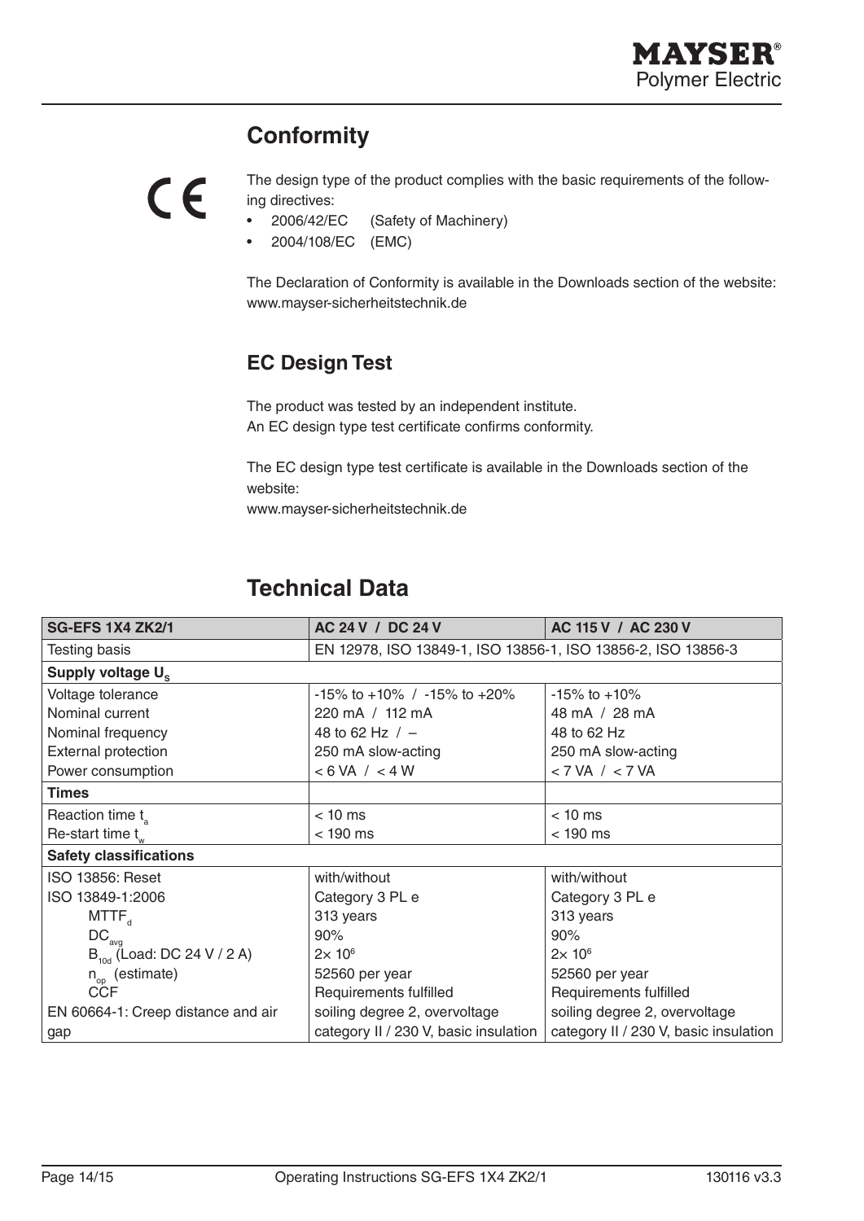## Conformity

CE

The design type of the product complies with the basic requirements of the following directives:

- 2006/42/EC (Safety of Machinery)
- 2004/108/EC (EMC)

The Declaration of Conformity is available in the Downloads section of the website: www.mayser-sicherheitstechnik.de

### EC Design Test

The product was tested by an independent institute.
An EC design type test certificate confirms conformity.

The EC design type test certificate is available in the Downloads section of the website:
www.mayser-sicherheitstechnik.de

## Technical Data

| SG-EFS 1X4 ZK2/1 | AC 24 V / DC 24 V | AC 115 V / AC 230 V |
|---|---|---|
| Testing basis | EN 12978, ISO 13849-1, ISO 13856-1, ISO 13856-2, ISO 13856-3 | |
| **Supply voltage $U_s$** | | |
| Voltage tolerance | -15% to +10% / -15% to +20% | -15% to +10% |
| Nominal current | 220 mA / 112 mA | 48 mA / 28 mA |
| Nominal frequency | 48 to 62 Hz / – | 48 to 62 Hz |
| External protection | 250 mA slow-acting | 250 mA slow-acting |
| Power consumption | < 6 VA / < 4 W | < 7 VA / < 7 VA |
| **Times** | | |
| Reaction time $t_a$ | < 10 ms | < 10 ms |
| Re-start time $t_w$ | < 190 ms | < 190 ms |
| **Safety classifications** | | |
| ISO 13856: Reset | with/without | with/without |
| ISO 13849-1:2006 | Category 3 PL e | Category 3 PL e |
| $MTTF_d$ | 313 years | 313 years |
| $DC_{avg}$ | 90% | 90% |
| $B_{10d}$ (Load: DC 24 V / 2 A) | $2\times 10^6$ | $2\times 10^6$ |
| $n_{op}$ (estimate) | 52560 per year | 52560 per year |
| CCF | Requirements fulfilled | Requirements fulfilled |
| EN 60664-1: Creep distance and air gap | soiling degree 2, overvoltage category II / 230 V, basic insulation | soiling degree 2, overvoltage category II / 230 V, basic insulation |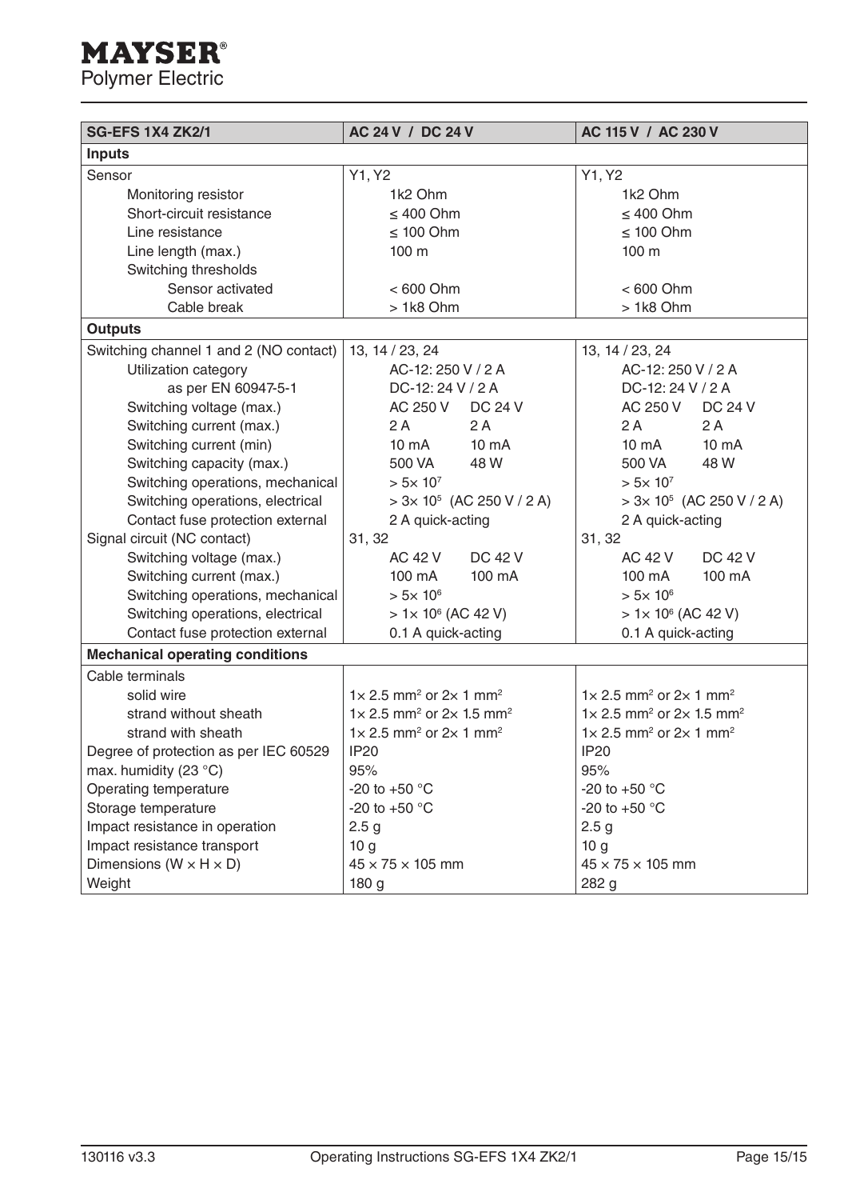| SG-EFS 1X4 ZK2/1 | AC 24 V / DC 24 V | AC 115 V / AC 230 V |
|---|---|---|
| **Inputs** | | |
| Sensor | Y1, Y2 | Y1, Y2 |
| Monitoring resistor | 1k2 Ohm | 1k2 Ohm |
| Short-circuit resistance | ≤ 400 Ohm | ≤ 400 Ohm |
| Line resistance | ≤ 100 Ohm | ≤ 100 Ohm |
| Line length (max.) | 100 m | 100 m |
| Switching thresholds | | |
| Sensor activated | < 600 Ohm | < 600 Ohm |
| Cable break | > 1k8 Ohm | > 1k8 Ohm |
| **Outputs** | | |
| Switching channel 1 and 2 (NO contact) | 13, 14 / 23, 24 | 13, 14 / 23, 24 |
| Utilization category as per EN 60947-5-1 | AC-12: 250 V / 2 A<br>DC-12: 24 V / 2 A | AC-12: 250 V / 2 A<br>DC-12: 24 V / 2 A |
| Switching voltage (max.) | AC 250 V DC 24 V | AC 250 V DC 24 V |
| Switching current (max.) | 2 A 2 A | 2 A 2 A |
| Switching current (min) | 10 mA 10 mA | 10 mA 10 mA |
| Switching capacity (max.) | 500 VA 48 W | 500 VA 48 W |
| Switching operations, mechanical | $> 5\times 10^7$ | $> 5\times 10^7$ |
| Switching operations, electrical | $> 3\times 10^5$ (AC 250 V / 2 A) | $> 3\times 10^5$ (AC 250 V / 2 A) |
| Contact fuse protection external | 2 A quick-acting | 2 A quick-acting |
| Signal circuit (NC contact) | 31, 32 | 31, 32 |
| Switching voltage (max.) | AC 42 V DC 42 V | AC 42 V DC 42 V |
| Switching current (max.) | 100 mA 100 mA | 100 mA 100 mA |
| Switching operations, mechanical | $> 5\times 10^6$ | $> 5\times 10^6$ |
| Switching operations, electrical | $> 1\times 10^6$ (AC 42 V) | $> 1\times 10^6$ (AC 42 V) |
| Contact fuse protection external | 0.1 A quick-acting | 0.1 A quick-acting |
| **Mechanical operating conditions** | | |
| Cable terminals | | |
| solid wire | 1× 2.5 mm² or 2× 1 mm² | 1× 2.5 mm² or 2× 1 mm² |
| strand without sheath | 1× 2.5 mm² or 2× 1.5 mm² | 1× 2.5 mm² or 2× 1.5 mm² |
| strand with sheath | 1× 2.5 mm² or 2× 1 mm² | 1× 2.5 mm² or 2× 1 mm² |
| Degree of protection as per IEC 60529 | IP20 | IP20 |
| max. humidity (23 °C) | 95% | 95% |
| Operating temperature | -20 to +50 °C | -20 to +50 °C |
| Storage temperature | -20 to +50 °C | -20 to +50 °C |
| Impact resistance in operation | 2.5 g | 2.5 g |
| Impact resistance transport | 10 g | 10 g |
| Dimensions (W × H × D) | 45 × 75 × 105 mm | 45 × 75 × 105 mm |
| Weight | 180 g | 282 g |